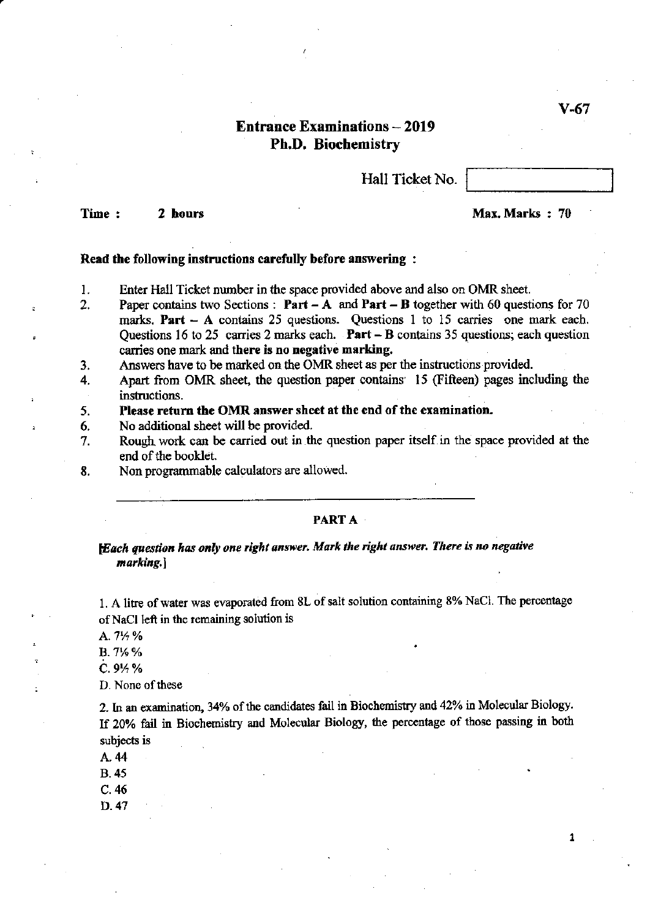V-67

# Entrance Examinations – 2019
## Ph.D. Biochemistry

Hall Ticket No. [ ]

**Time : 2 hours** **Max. Marks : 70**

**Read the following instructions carefully before answering :**

1. Enter Hall Ticket number in the space provided above and also on OMR sheet.
2. Paper contains two Sections : **Part – A** and **Part – B** together with 60 questions for 70 marks. **Part – A** contains 25 questions. Questions 1 to 15 carries one mark each. Questions 16 to 25 carries 2 marks each. **Part – B** contains 35 questions; each question carries one mark and **there is no negative marking.**
3. Answers have to be marked on the OMR sheet as per the instructions provided.
4. Apart from OMR sheet, the question paper contains 15 (Fifteen) pages including the instructions.
5. **Please return the OMR answer sheet at the end of the examination.**
6. No additional sheet will be provided.
7. Rough work can be carried out in the question paper itself in the space provided at the end of the booklet.
8. Non programmable calculators are allowed.

---

**PART A**

[*Each question has only one right answer. Mark the right answer. There is no negative marking.*]

1. A litre of water was evaporated from 8L of salt solution containing 8% NaCl. The percentage of NaCl left in the remaining solution is

A. 7½ %

B. 7⅙ %

C. 9½ %

D. None of these

2. In an examination, 34% of the candidates fail in Biochemistry and 42% in Molecular Biology. If 20% fail in Biochemistry and Molecular Biology, the percentage of those passing in both subjects is

A. 44

B. 45

C. 46

D. 47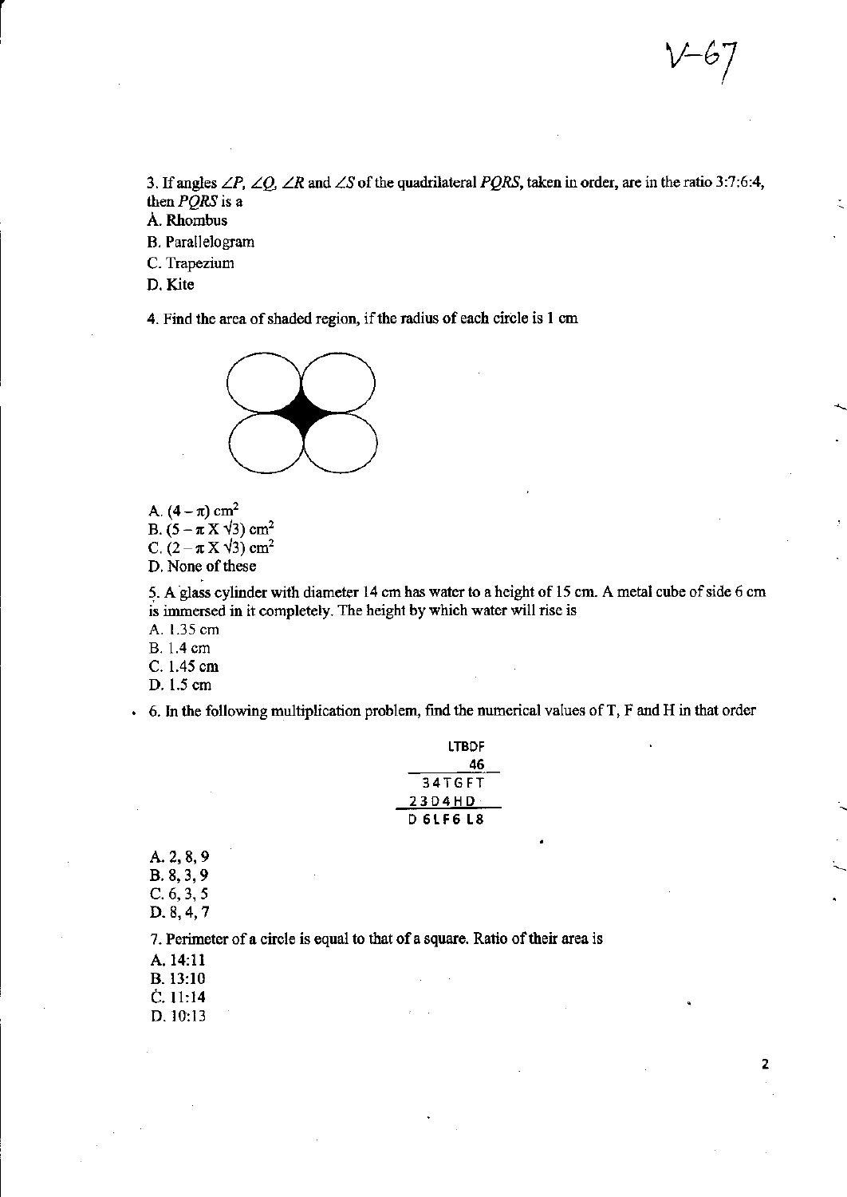3. If angles $\angle P$, $\angle Q$, $\angle R$ and $\angle S$ of the quadrilateral *PQRS*, taken in order, are in the ratio 3:7:6:4, then *PQRS* is a

A. Rhombus

B. Parallelogram

C. Trapezium

D. Kite

4. Find the area of shaded region, if the radius of each circle is 1 cm

A. $(4 - \pi)$ cm$^2$

B. $(5 - \pi \text{ X } \sqrt{3})$ cm$^2$

C. $(2 - \pi \text{ X } \sqrt{3})$ cm$^2$

D. None of these

5. A glass cylinder with diameter 14 cm has water to a height of 15 cm. A metal cube of side 6 cm is immersed in it completely. The height by which water will rise is

A. 1.35 cm

B. 1.4 cm

C. 1.45 cm

D. 1.5 cm

6. In the following multiplication problem, find the numerical values of T, F and H in that order

```
      LTBDF
         46
    -------
    34TGFT
   23D4HD
   --------
   D6LF6L8
```

A. 2, 8, 9

B. 8, 3, 9

C. 6, 3, 5

D. 8, 4, 7

7. Perimeter of a circle is equal to that of a square. Ratio of their area is

A. 14:11

B. 13:10

C. 11:14

D. 10:13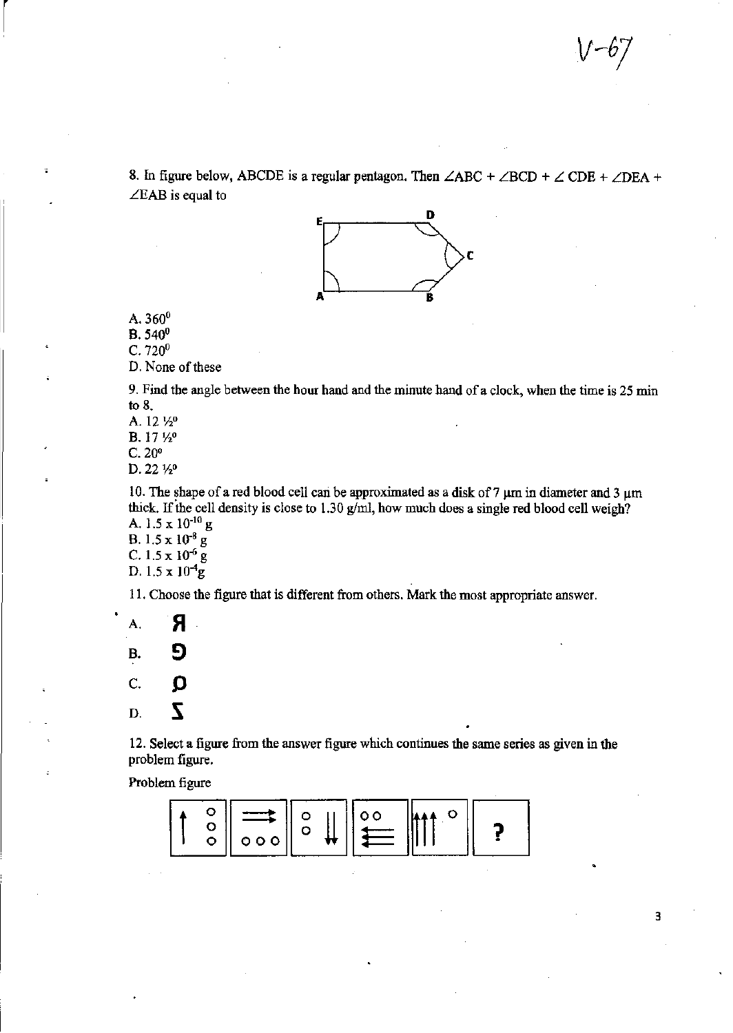8. In figure below, ABCDE is a regular pentagon. Then ∠ABC + ∠BCD + ∠CDE + ∠DEA + ∠EAB is equal to

A. $360^0$

B. $540^0$

C. $720^0$

D. None of these

9. Find the angle between the hour hand and the minute hand of a clock, when the time is 25 min to 8.

A. $12 \frac{1}{2}^0$

B. $17 \frac{1}{2}^0$

C. $20^0$

D. $22 \frac{1}{2}^0$

10. The shape of a red blood cell can be approximated as a disk of 7 μm in diameter and 3 μm thick. If the cell density is close to 1.30 g/ml, how much does a single red blood cell weigh?

A. $1.5 \times 10^{-10}$ g

B. $1.5 \times 10^{-8}$ g

C. $1.5 \times 10^{-6}$ g

D. $1.5 \times 10^{-4}$ g

11. Choose the figure that is different from others. Mark the most appropriate answer.

A. Я

B. Ә

C. Ɒ

D. Ʃ

12. Select a figure from the answer figure which continues the same series as given in the problem figure.

Problem figure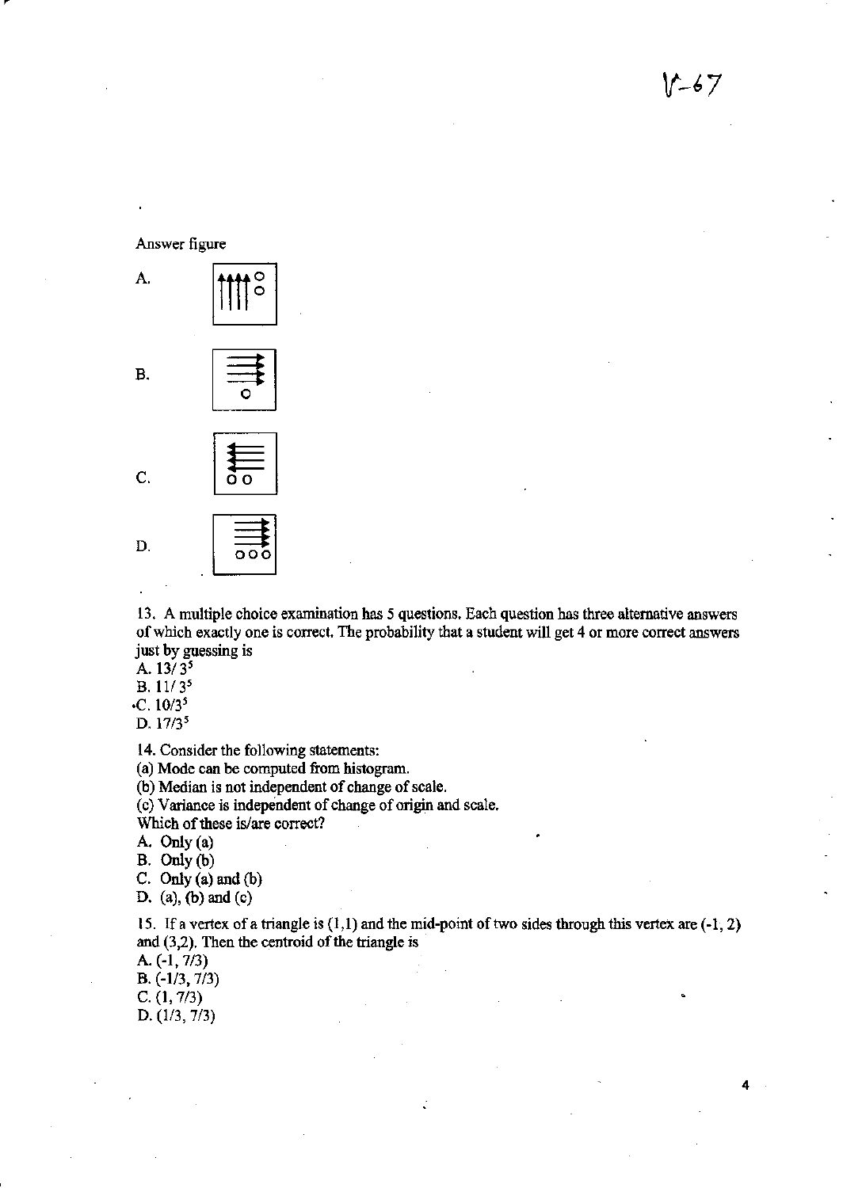Answer figure

A.

B.

C.

D.

13. A multiple choice examination has 5 questions. Each question has three alternative answers of which exactly one is correct. The probability that a student will get 4 or more correct answers just by guessing is

A. $13/3^5$

B. $11/3^5$

•C. $10/3^5$

D. $17/3^5$

14. Consider the following statements:

(a) Mode can be computed from histogram.

(b) Median is not independent of change of scale.

(c) Variance is independent of change of origin and scale.

Which of these is/are correct?

A. Only (a)

B. Only (b)

C. Only (a) and (b)

D. (a), (b) and (c)

15. If a vertex of a triangle is (1,1) and the mid-point of two sides through this vertex are (-1, 2) and (3,2). Then the centroid of the triangle is

A. (-1, 7/3)

B. (-1/3, 7/3)

C. (1, 7/3)

D. (1/3, 7/3)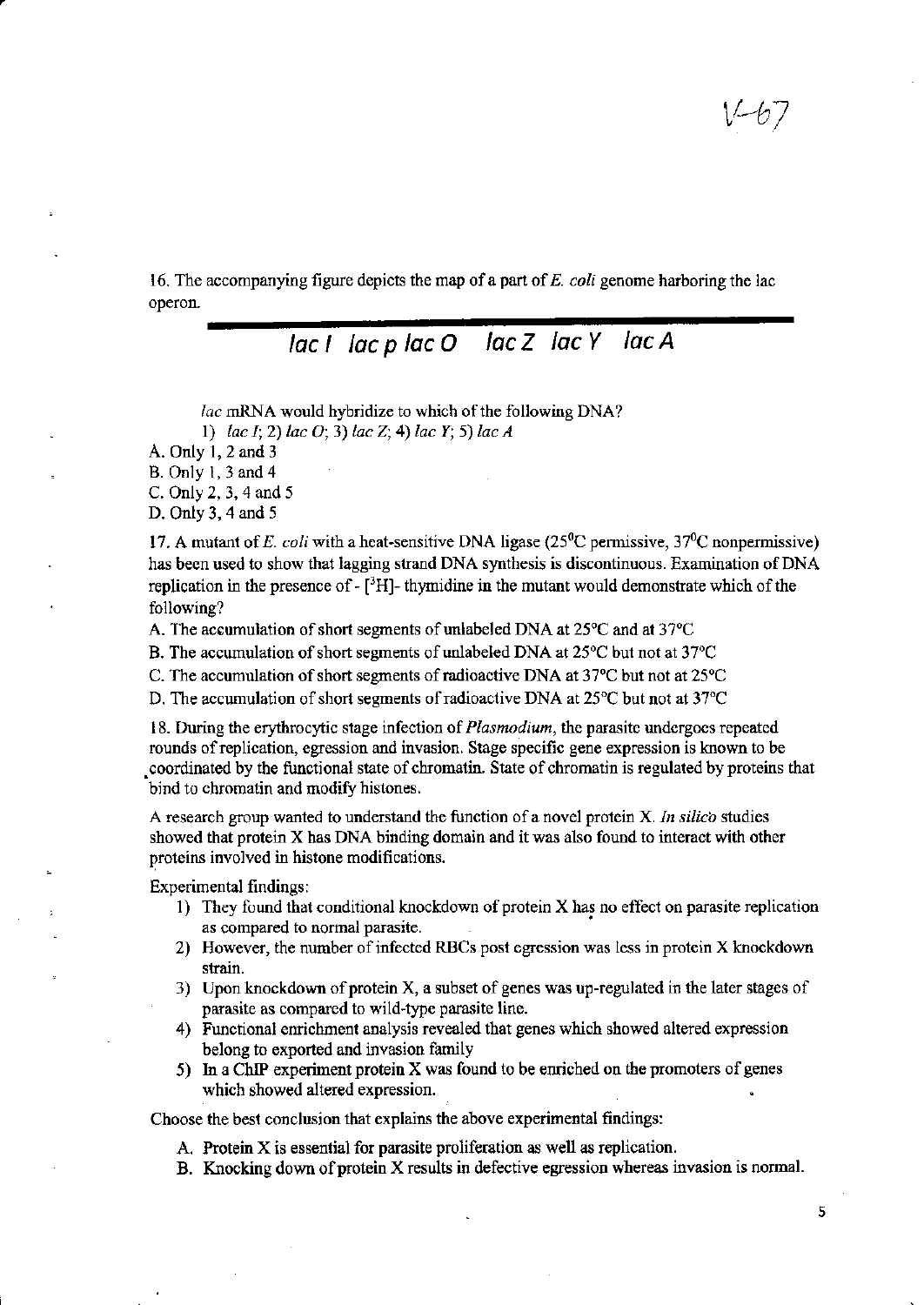V-67

16. The accompanying figure depicts the map of a part of *E. coli* genome harboring the lac operon.

*lac I   lac p   lac O   lac Z   lac Y   lac A*

*lac* mRNA would hybridize to which of the following DNA?

1) *lac I*; 2) *lac O*; 3) *lac Z*; 4) *lac Y*; 5) *lac A*

A. Only 1, 2 and 3
B. Only 1, 3 and 4
C. Only 2, 3, 4 and 5
D. Only 3, 4 and 5

17. A mutant of *E. coli* with a heat-sensitive DNA ligase (25°C permissive, 37°C nonpermissive) has been used to show that lagging strand DNA synthesis is discontinuous. Examination of DNA replication in the presence of - [$^3$H]- thymidine in the mutant would demonstrate which of the following?

A. The accumulation of short segments of unlabeled DNA at 25°C and at 37°C
B. The accumulation of short segments of unlabeled DNA at 25°C but not at 37°C
C. The accumulation of short segments of radioactive DNA at 37°C but not at 25°C
D. The accumulation of short segments of radioactive DNA at 25°C but not at 37°C

18. During the erythrocytic stage infection of *Plasmodium*, the parasite undergoes repeated rounds of replication, egression and invasion. Stage specific gene expression is known to be coordinated by the functional state of chromatin. State of chromatin is regulated by proteins that bind to chromatin and modify histones.

A research group wanted to understand the function of a novel protein X. *In silico* studies showed that protein X has DNA binding domain and it was also found to interact with other proteins involved in histone modifications.

Experimental findings:

1) They found that conditional knockdown of protein X has no effect on parasite replication as compared to normal parasite.
2) However, the number of infected RBCs post egression was less in protein X knockdown strain.
3) Upon knockdown of protein X, a subset of genes was up-regulated in the later stages of parasite as compared to wild-type parasite line.
4) Functional enrichment analysis revealed that genes which showed altered expression belong to exported and invasion family
5) In a ChIP experiment protein X was found to be enriched on the promoters of genes which showed altered expression.

Choose the best conclusion that explains the above experimental findings:

A. Protein X is essential for parasite proliferation as well as replication.
B. Knocking down of protein X results in defective egression whereas invasion is normal.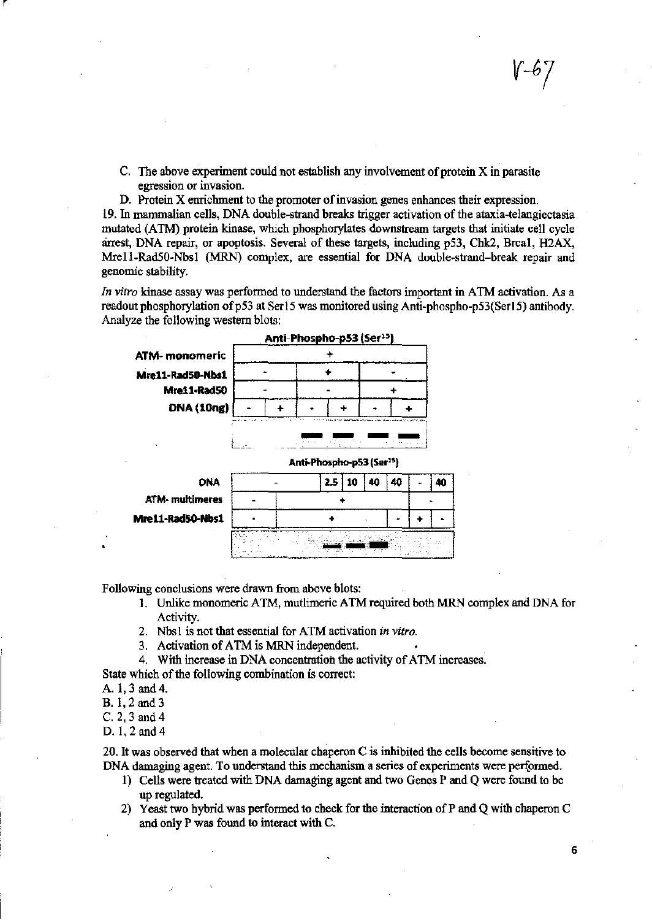V-67

C. The above experiment could not establish any involvement of protein X in parasite egression or invasion.

D. Protein X enrichment to the promoter of invasion genes enhances their expression.

19. In mammalian cells, DNA double-strand breaks trigger activation of the ataxia-telangiectasia mutated (ATM) protein kinase, which phosphorylates downstream targets that initiate cell cycle arrest, DNA repair, or apoptosis. Several of these targets, including p53, Chk2, Brca1, H2AX, Mre11-Rad50-Nbs1 (MRN) complex, are essential for DNA double-strand-break repair and genomic stability.

*In vitro* kinase assay was performed to understand the factors important in ATM activation. As a readout phosphorylation of p53 at Ser15 was monitored using Anti-phospho-p53(Ser15) antibody. Analyze the following western blots:

**Anti-Phospho-p53 (Ser[15])**

| **ATM- monomeric** | + | | | | | |
|---|---|---|---|---|---|---|
| **Mre11-Rad50-Nbs1** | - | | + | | - | |
| **Mre11-Rad50** | - | | - | | + | |
| **DNA (10ng)** | - | + | - | + | - | + |

**Anti-Phospho-p53 (Ser[15])**

| **DNA** | - | | | 2.5 | 10 | 40 | 40 | - | 40 |
|---|---|---|---|---|---|---|---|---|---|
| **ATM- multimeres** | - | + | | | | | | - | |
| **Mre11-Rad50-Nbs1** | - | + | | | | | - | + | - |

Following conclusions were drawn from above blots:

1. Unlike monomeric ATM, mutlimeric ATM required both MRN complex and DNA for Activity.
2. Nbs1 is not that essential for ATM activation *in vitro*.
3. Activation of ATM is MRN independent.
4. With increase in DNA concentration the activity of ATM increases.

State which of the following combination is correct:

A. 1, 3 and 4.

B. 1, 2 and 3

C. 2, 3 and 4

D. 1, 2 and 4

20. It was observed that when a molecular chaperon C is inhibited the cells become sensitive to DNA damaging agent. To understand this mechanism a series of experiments were performed.

1) Cells were treated with DNA damaging agent and two Genes P and Q were found to be up regulated.
2) Yeast two hybrid was performed to check for the interaction of P and Q with chaperon C and only P was found to interact with C.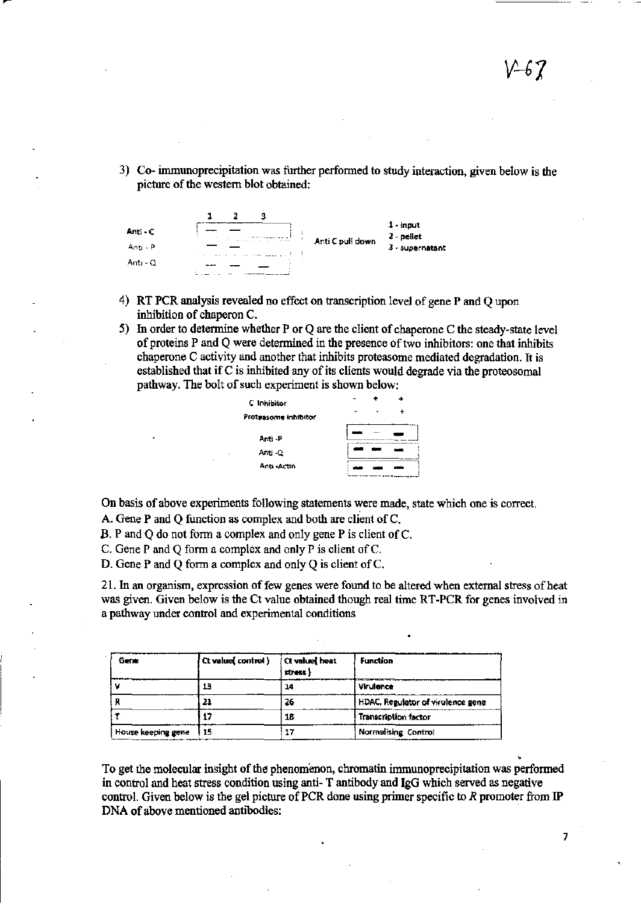3) Co- immunoprecipitation was further performed to study interaction, given below is the picture of the western blot obtained:

|  | 1 | 2 | 3 |  |  |
|---|---|---|---|---|---|
| Anti - C | — | — |  | Anti C pull down | 1 - input |
| Anti - P | — | — |  |  | 2 - pellet |
| Anti - Q | — | — | — |  | 3 - supernatant |

4) RT PCR analysis revealed no effect on transcription level of gene P and Q upon inhibition of chaperon C.

5) In order to determine whether P or Q are the client of chaperone C the steady-state level of proteins P and Q were determined in the presence of two inhibitors: one that inhibits chaperone C activity and another that inhibits proteasome mediated degradation. It is established that if C is inhibited any of its clients would degrade via the proteosomal pathway. The bolt of such experiment is shown below:

| C Inhibitor | - | + | + |
|---|---|---|---|
| Proteasome inhibitor | - | - | + |
| Anti -P | — | - | — |
| Anti -Q | — | — | — |
| Anti -Actin | — | — | — |

On basis of above experiments following statements were made, state which one is correct.

A. Gene P and Q function as complex and both are client of C.

B. P and Q do not form a complex and only gene P is client of C.

C. Gene P and Q form a complex and only P is client of C.

D. Gene P and Q form a complex and only Q is client of C.

21. In an organism, expression of few genes were found to be altered when external stress of heat was given. Given below is the Ct value obtained though real time RT-PCR for genes involved in a pathway under control and experimental conditions

| Gene | Ct value( control ) | Ct value( heat stress ) | Function |
|---|---|---|---|
| V | 13 | 14 | Virulence |
| R | 21 | 26 | HDAC, Regulator of virulence gene |
| T | 17 | 18 | Transcription factor |
| House keeping gene | 15 | 17 | Normalising Control |

To get the molecular insight of the phenomenon, chromatin immunoprecipitation was performed in control and heat stress condition using anti- T antibody and IgG which served as negative control. Given below is the gel picture of PCR done using primer specific to *R* promoter from IP DNA of above mentioned antibodies: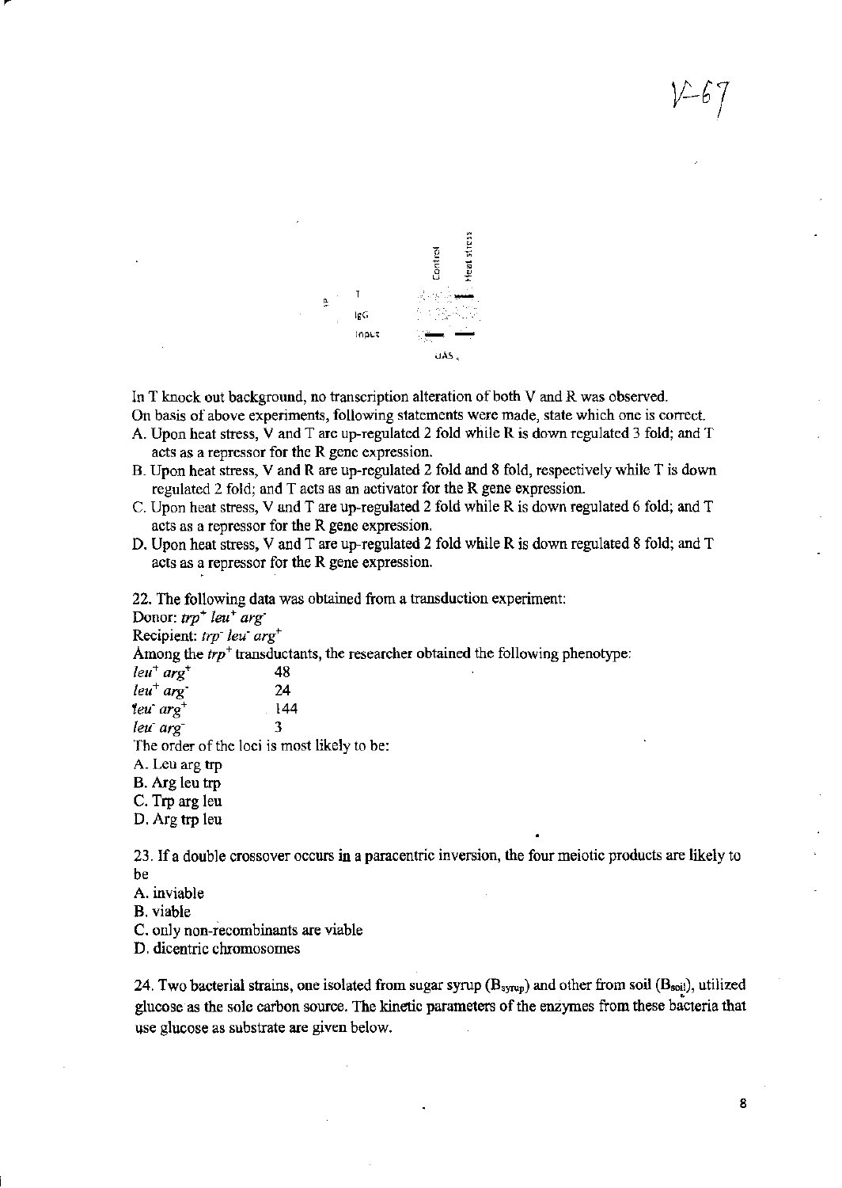In T knock out background, no transcription alteration of both V and R was observed.

On basis of above experiments, following statements were made, state which one is correct.

A. Upon heat stress, V and T are up-regulated 2 fold while R is down regulated 3 fold; and T acts as a repressor for the R gene expression.

B. Upon heat stress, V and R are up-regulated 2 fold and 8 fold, respectively while T is down regulated 2 fold; and T acts as an activator for the R gene expression.

C. Upon heat stress, V and T are up-regulated 2 fold while R is down regulated 6 fold; and T acts as a repressor for the R gene expression.

D. Upon heat stress, V and T are up-regulated 2 fold while R is down regulated 8 fold; and T acts as a repressor for the R gene expression.

22. The following data was obtained from a transduction experiment:

Donor: $trp^+ \; leu^+ \; arg^-$

Recipient: $trp^- \; leu^- \; arg^+$

Among the $trp^+$ transductants, the researcher obtained the following phenotype:

| | |
|---|---|
| $leu^+ \; arg^+$ | 48 |
| $leu^+ \; arg^-$ | 24 |
| $leu^- \; arg^+$ | 144 |
| $leu^- \; arg^-$ | 3 |

The order of the loci is most likely to be:

A. Leu arg trp

B. Arg leu trp

C. Trp arg leu

D. Arg trp leu

23. If a double crossover occurs in a paracentric inversion, the four meiotic products are likely to be

A. inviable

B. viable

C. only non-recombinants are viable

D. dicentric chromosomes

24. Two bacterial strains, one isolated from sugar syrup ($B_{syrup}$) and other from soil ($B_{soil}$), utilized glucose as the sole carbon source. The kinetic parameters of the enzymes from these bacteria that use glucose as substrate are given below.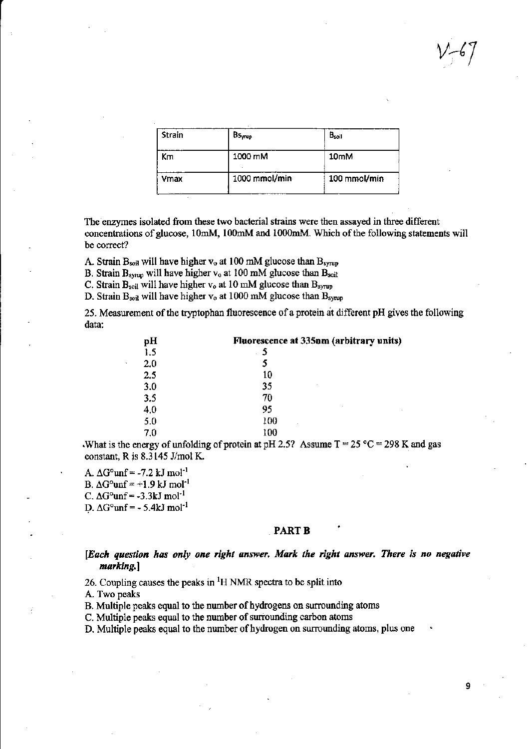| Strain | $B_{syrup}$ | $B_{soil}$ |
|---|---|---|
| Km | 1000 mM | 10mM |
| Vmax | 1000 mmol/min | 100 mmol/min |

The enzymes isolated from these two bacterial strains were then assayed in three different concentrations of glucose, 10mM, 100mM and 1000mM. Which of the following statements will be correct?

A. Strain $B_{soil}$ will have higher $v_o$ at 100 mM glucose than $B_{syrup}$

B. Strain $B_{syrup}$ will have higher $v_o$ at 100 mM glucose than $B_{soil}$

C. Strain $B_{soil}$ will have higher $v_o$ at 10 mM glucose than $B_{syrup}$

D. Strain $B_{soil}$ will have higher $v_o$ at 1000 mM glucose than $B_{syrup}$

25. Measurement of the tryptophan fluorescence of a protein at different pH gives the following data:

| pH | Fluorescence at 335nm (arbitrary units) |
|---|---|
| 1.5 | 5 |
| 2.0 | 5 |
| 2.5 | 10 |
| 3.0 | 35 |
| 3.5 | 70 |
| 4.0 | 95 |
| 5.0 | 100 |
| 7.0 | 100 |

What is the energy of unfolding of protein at pH 2.5? Assume T = 25 °C = 298 K and gas constant, R is 8.3145 J/mol K.

A. $\Delta G°unf = -7.2 \text{ kJ mol}^{-1}$

B. $\Delta G°unf = +1.9 \text{ kJ mol}^{-1}$

C. $\Delta G°unf = -3.3 \text{kJ mol}^{-1}$

D. $\Delta G°unf = - 5.4 \text{kJ mol}^{-1}$

## PART B

***[Each question has only one right answer. Mark the right answer. There is no negative marking.]***

26. Coupling causes the peaks in $^1H$ NMR spectra to be split into

A. Two peaks

B. Multiple peaks equal to the number of hydrogens on surrounding atoms

C. Multiple peaks equal to the number of surrounding carbon atoms

D. Multiple peaks equal to the number of hydrogen on surrounding atoms, plus one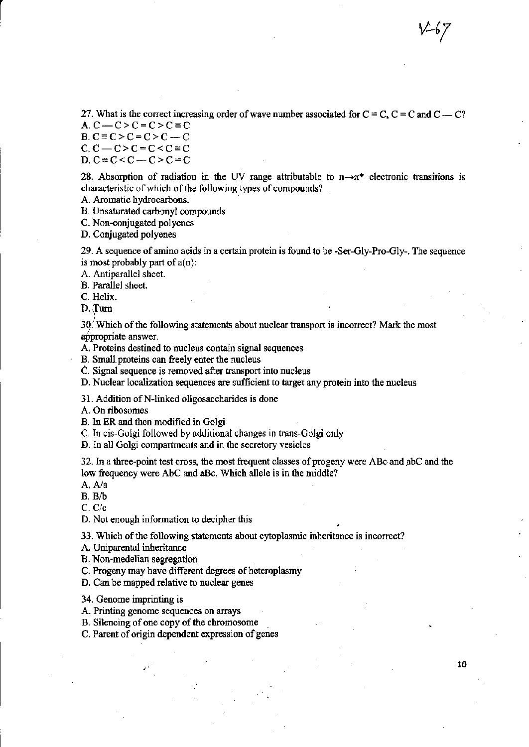27. What is the correct increasing order of wave number associated for C ≡ C, C = C and C — C?

A. C — C > C = C > C ≡ C

B. C ≡ C > C = C > C — C

C. C — C > C = C < C ≡ C

D. C ≡ C < C — C > C = C

28. Absorption of radiation in the UV range attributable to n→π* electronic transitions is characteristic of which of the following types of compounds?

A. Aromatic hydrocarbons.

B. Unsaturated carbonyl compounds

C. Non-conjugated polyenes

D. Conjugated polyenes

29. A sequence of amino acids in a certain protein is found to be -Ser-Gly-Pro-Gly-. The sequence is most probably part of a(n):

A. Antiparallel sheet.

B. Parallel sheet.

C. Helix.

D. Turn

30. Which of the following statements about nuclear transport is incorrect? Mark the most appropriate answer.

A. Proteins destined to nucleus contain signal sequences

B. Small proteins can freely enter the nucleus

C. Signal sequence is removed after transport into nucleus

D. Nuclear localization sequences are sufficient to target any protein into the nucleus

31. Addition of N-linked oligosaccharides is done

A. On ribosomes

B. In ER and then modified in Golgi

C. In cis-Golgi followed by additional changes in trans-Golgi only

D. In all Golgi compartments and in the secretory vesicles

32. In a three-point test cross, the most frequent classes of progeny were ABc and abC and the low frequency were AbC and aBc. Which allele is in the middle?

A. A/a

B. B/b

C. C/c

D. Not enough information to decipher this

33. Which of the following statements about cytoplasmic inheritance is incorrect?

A. Uniparental inheritance

B. Non-medelian segregation

C. Progeny may have different degrees of heteroplasmy

D. Can be mapped relative to nuclear genes

34. Genome imprinting is

A. Printing genome sequences on arrays

B. Silencing of one copy of the chromosome

C. Parent of origin dependent expression of genes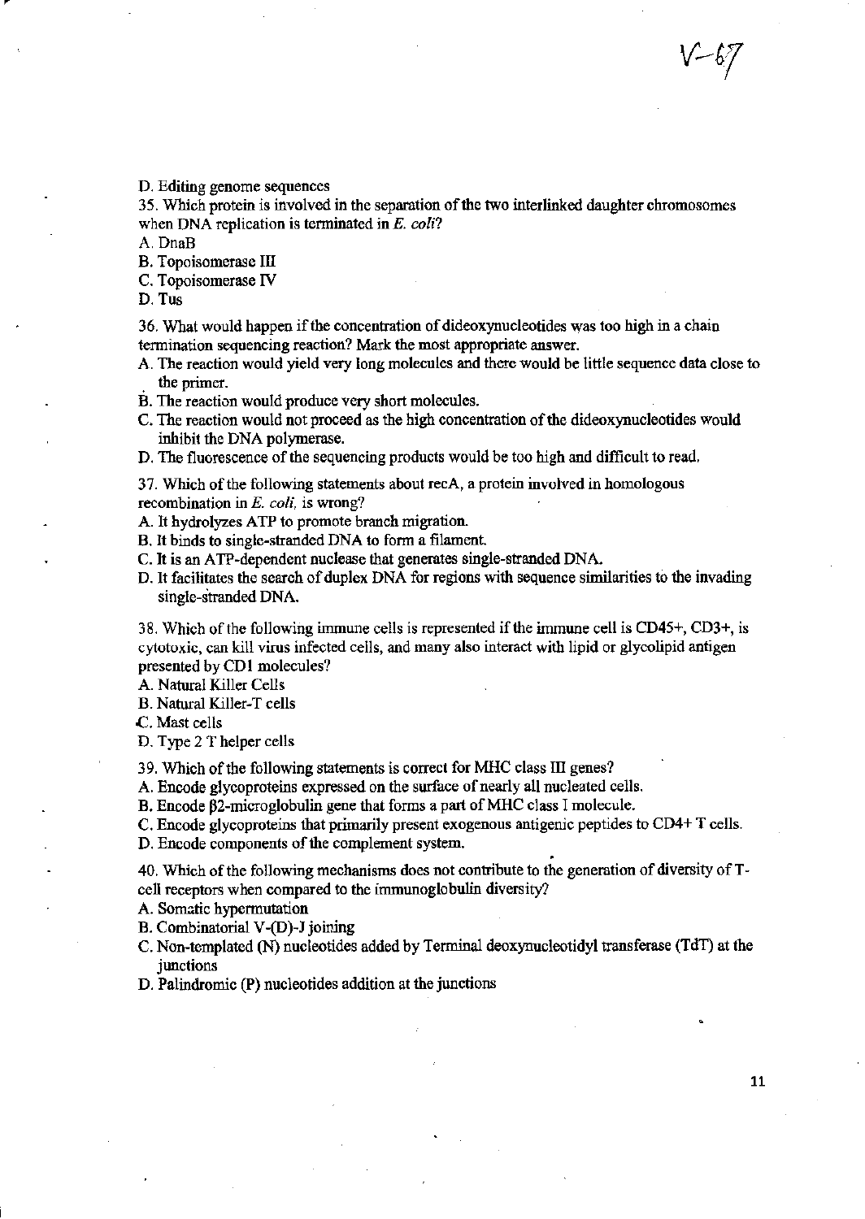D. Editing genome sequences

35. Which protein is involved in the separation of the two interlinked daughter chromosomes when DNA replication is terminated in *E. coli*?

A. DnaB

B. Topoisomerase III

C. Topoisomerase IV

D. Tus

36. What would happen if the concentration of dideoxynucleotides was too high in a chain termination sequencing reaction? Mark the most appropriate answer.

A. The reaction would yield very long molecules and there would be little sequence data close to the primer.

B. The reaction would produce very short molecules.

C. The reaction would not proceed as the high concentration of the dideoxynucleotides would inhibit the DNA polymerase.

D. The fluorescence of the sequencing products would be too high and difficult to read.

37. Which of the following statements about recA, a protein involved in homologous recombination in *E. coli*, is wrong?

A. It hydrolyzes ATP to promote branch migration.

B. It binds to single-stranded DNA to form a filament.

C. It is an ATP-dependent nuclease that generates single-stranded DNA.

D. It facilitates the search of duplex DNA for regions with sequence similarities to the invading single-stranded DNA.

38. Which of the following immune cells is represented if the immune cell is CD45+, CD3+, is cytotoxic, can kill virus infected cells, and many also interact with lipid or glycolipid antigen presented by CD1 molecules?

A. Natural Killer Cells

B. Natural Killer-T cells

C. Mast cells

D. Type 2 T helper cells

39. Which of the following statements is correct for MHC class III genes?

A. Encode glycoproteins expressed on the surface of nearly all nucleated cells.

B. Encode β2-microglobulin gene that forms a part of MHC class I molecule.

C. Encode glycoproteins that primarily present exogenous antigenic peptides to CD4+ T cells.

D. Encode components of the complement system.

40. Which of the following mechanisms does not contribute to the generation of diversity of T-cell receptors when compared to the immunoglobulin diversity?

A. Somatic hypermutation

B. Combinatorial V-(D)-J joining

C. Non-templated (N) nucleotides added by Terminal deoxynucleotidyl transferase (TdT) at the junctions

D. Palindromic (P) nucleotides addition at the junctions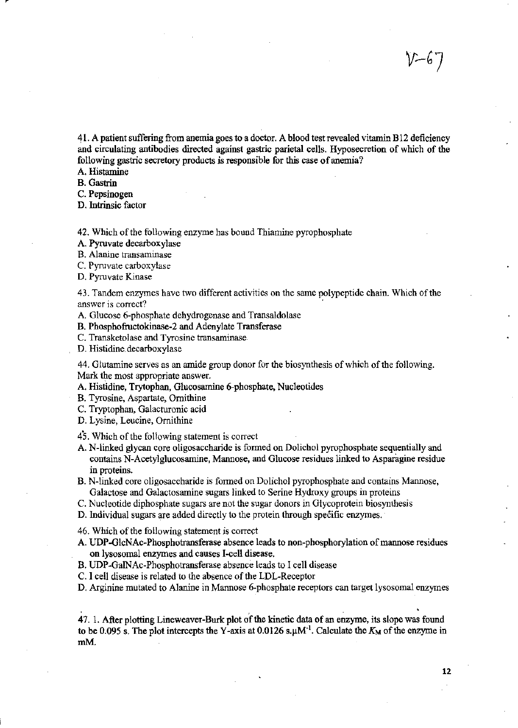V-67

41. A patient suffering from anemia goes to a doctor. A blood test revealed vitamin B12 deficiency and circulating antibodies directed against gastric parietal cells. Hyposecretion of which of the following gastric secretory products is responsible for this case of anemia?
A. Histamine
B. Gastrin
C. Pepsinogen
D. Intrinsic factor

42. Which of the following enzyme has bound Thiamine pyrophosphate
A. Pyruvate decarboxylase
B. Alanine transaminase
C. Pyruvate carboxylase
D. Pyruvate Kinase

43. Tandem enzymes have two different activities on the same polypeptide chain. Which of the answer is correct?
A. Glucose 6-phosphate dehydrogenase and Transaldolase
B. Phosphofructokinase-2 and Adenylate Transferase
C. Transketolase and Tyrosine transaminase
D. Histidine decarboxylase

44. Glutamine serves as an amide group donor for the biosynthesis of which of the following. Mark the most appropriate answer.
A. Histidine, Trytophan, Glucosamine 6-phosphate, Nucleotides
B. Tyrosine, Aspartate, Ornithine
C. Tryptophan, Galacturonic acid
D. Lysine, Leucine, Ornithine

45. Which of the following statement is correct
A. N-linked glycan core oligosaccharide is formed on Dolichol pyrophosphate sequentially and contains N-Acetylglucosamine, Mannose, and Glucose residues linked to Asparagine residue in proteins.
B. N-linked core oligosaccharide is formed on Dolichol pyrophosphate and contains Mannose, Galactose and Galactosamine sugars linked to Serine Hydroxy groups in proteins
C. Nucleotide diphosphate sugars are not the sugar donors in Glycoprotein biosynthesis
D. Individual sugars are added directly to the protein through specific enzymes.

46. Which of the following statement is correct
A. UDP-GlcNAc-Phosphotransferase absence leads to non-phosphorylation of mannose residues on lysosomal enzymes and causes I-cell disease.
B. UDP-GalNAc-Phosphotransferase absence leads to I cell disease
C. I cell disease is related to the absence of the LDL-Receptor
D. Arginine mutated to Alanine in Mannose 6-phosphate receptors can target lysosomal enzymes

47. 1. After plotting Lineweaver-Burk plot of the kinetic data of an enzyme, its slope was found to be 0.095 s. The plot intercepts the Y-axis at 0.0126 s.$\mu M^{-1}$. Calculate the $K_M$ of the enzyme in mM.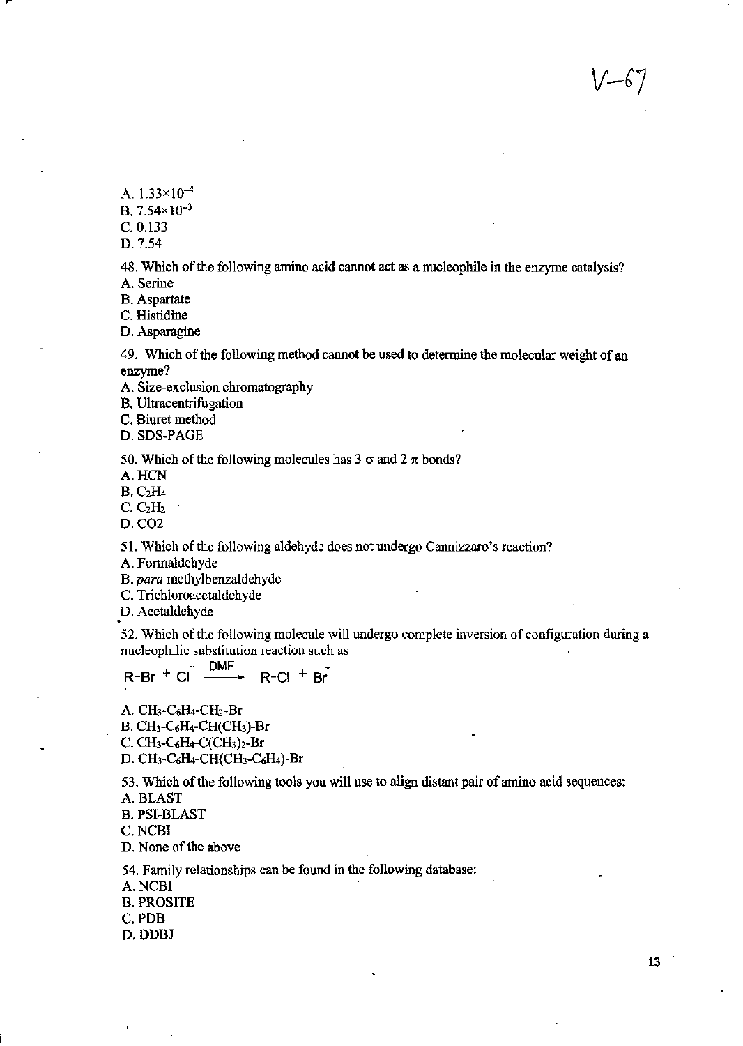V-67

A. $1.33\times10^{-4}$
B. $7.54\times10^{-3}$
C. 0.133
D. 7.54

48. Which of the following amino acid cannot act as a nucleophile in the enzyme catalysis?
A. Serine
B. Aspartate
C. Histidine
D. Asparagine

49. Which of the following method cannot be used to determine the molecular weight of an enzyme?
A. Size-exclusion chromatography
B. Ultracentrifugation
C. Biuret method
D. SDS-PAGE

50. Which of the following molecules has 3 $\sigma$ and 2 $\pi$ bonds?
A. HCN
B. $C_2H_4$
C. $C_2H_2$
D. CO2

51. Which of the following aldehyde does not undergo Cannizzaro's reaction?
A. Formaldehyde
B. *para* methylbenzaldehyde
C. Trichloroacetaldehyde
D. Acetaldehyde

52. Which of the following molecule will undergo complete inversion of configuration during a nucleophilic substitution reaction such as

$$R\text{-}Br + Cl^{-} \xrightarrow{DMF} R\text{-}Cl + Br^{-}$$

A. $CH_3$-$C_6H_4$-$CH_2$-Br
B. $CH_3$-$C_6H_4$-$CH(CH_3)$-Br
C. $CH_3$-$C_6H_4$-$C(CH_3)_2$-Br
D. $CH_3$-$C_6H_4$-$CH(CH_3$-$C_6H_4)$-Br

53. Which of the following tools you will use to align distant pair of amino acid sequences:
A. BLAST
B. PSI-BLAST
C. NCBI
D. None of the above

54. Family relationships can be found in the following database:
A. NCBI
B. PROSITE
C. PDB
D. DDBJ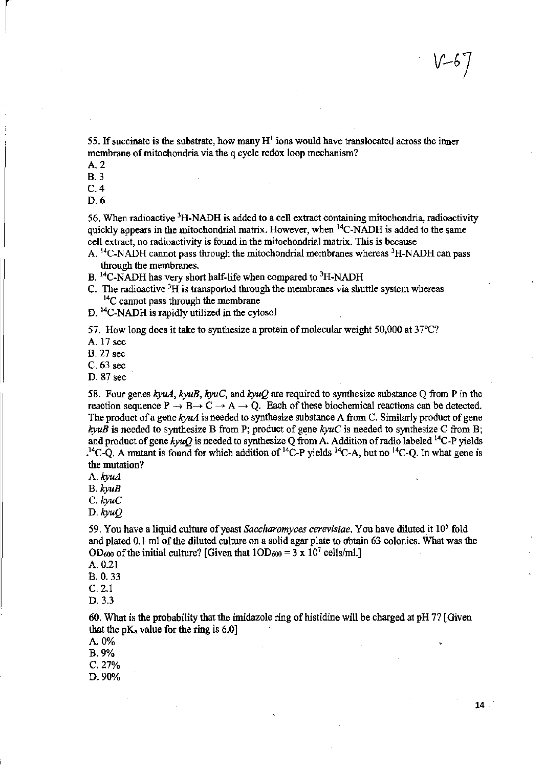V-67

55. If succinate is the substrate, how many $H^+$ ions would have translocated across the inner membrane of mitochondria via the q cycle redox loop mechanism?

A. 2
B. 3
C. 4
D. 6

56. When radioactive $^3$H-NADH is added to a cell extract containing mitochondria, radioactivity quickly appears in the mitochondrial matrix. However, when $^{14}$C-NADH is added to the same cell extract, no radioactivity is found in the mitochondrial matrix. This is because

A. $^{14}$C-NADH cannot pass through the mitochondrial membranes whereas $^3$H-NADH can pass through the membranes.
B. $^{14}$C-NADH has very short half-life when compared to $^3$H-NADH
C. The radioactive $^3$H is transported through the membranes via shuttle system whereas $^{14}$C cannot pass through the membrane
D. $^{14}$C-NADH is rapidly utilized in the cytosol

57. How long does it take to synthesize a protein of molecular weight 50,000 at 37°C?

A. 17 sec
B. 27 sec
C. 63 sec
D. 87 sec

58. Four genes *kyuA*, *kyuB*, *kyuC*, and *kyuQ* are required to synthesize substance Q from P in the reaction sequence P → B → C → A → Q. Each of these biochemical reactions can be detected. The product of a gene *kyuA* is needed to synthesize substance A from C. Similarly product of gene *kyuB* is needed to synthesize B from P; product of gene *kyuC* is needed to synthesize C from B; and product of gene *kyuQ* is needed to synthesize Q from A. Addition of radio labeled $^{14}$C-P yields $^{14}$C-Q. A mutant is found for which addition of $^{14}$C-P yields $^{14}$C-A, but no $^{14}$C-Q. In what gene is the mutation?

A. *kyuA*
B. *kyuB*
C. *kyuC*
D. *kyuQ*

59. You have a liquid culture of yeast *Saccharomyces cerevisiae*. You have diluted it $10^5$ fold and plated 0.1 ml of the diluted culture on a solid agar plate to obtain 63 colonies. What was the $OD_{600}$ of the initial culture? [Given that $1 OD_{600} = 3 \times 10^7$ cells/ml.]

A. 0.21
B. 0.33
C. 2.1
D. 3.3

60. What is the probability that the imidazole ring of histidine will be charged at pH 7? [Given that the $pK_a$ value for the ring is 6.0]

A. 0%
B. 9%
C. 27%
D. 90%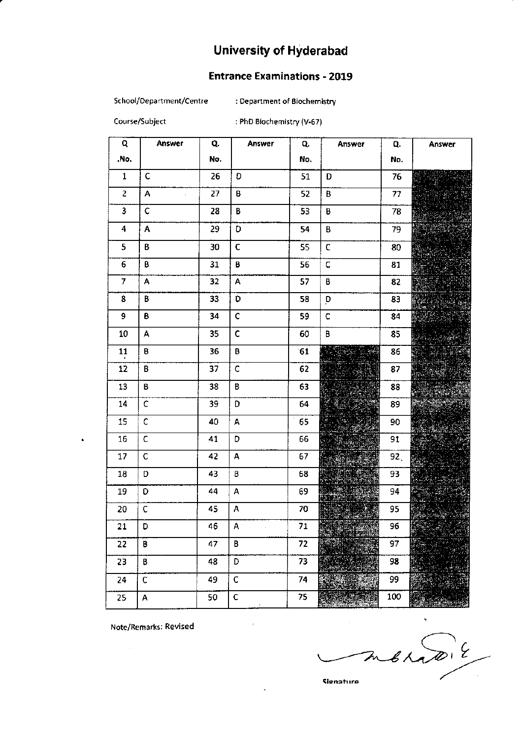# University of Hyderabad

## Entrance Examinations - 2019

School/Department/Centre : Department of Biochemistry

Course/Subject : PhD Biochemistry (V-67)

| Q .No. | Answer | Q. No. | Answer | Q. No. | Answer | Q. No. | Answer |
|---|---|---|---|---|---|---|---|
| 1 | C | 26 | D | 51 | D | 76 | |
| 2 | A | 27 | B | 52 | B | 77 | |
| 3 | C | 28 | B | 53 | B | 78 | |
| 4 | A | 29 | D | 54 | B | 79 | |
| 5 | B | 30 | C | 55 | C | 80 | |
| 6 | B | 31 | B | 56 | C | 81 | |
| 7 | A | 32 | A | 57 | B | 82 | |
| 8 | B | 33 | D | 58 | D | 83 | |
| 9 | B | 34 | C | 59 | C | 84 | |
| 10 | A | 35 | C | 60 | B | 85 | |
| 11 | B | 36 | B | 61 | | 86 | |
| 12 | B | 37 | C | 62 | | 87 | |
| 13 | B | 38 | B | 63 | | 88 | |
| 14 | C | 39 | D | 64 | | 89 | |
| 15 | C | 40 | A | 65 | | 90 | |
| 16 | C | 41 | D | 66 | | 91 | |
| 17 | C | 42 | A | 67 | | 92 | |
| 18 | D | 43 | B | 68 | | 93 | |
| 19 | D | 44 | A | 69 | | 94 | |
| 20 | C | 45 | A | 70 | | 95 | |
| 21 | D | 46 | A | 71 | | 96 | |
| 22 | B | 47 | B | 72 | | 97 | |
| 23 | B | 48 | D | 73 | | 98 | |
| 24 | C | 49 | C | 74 | | 99 | |
| 25 | A | 50 | C | 75 | | 100 | |

Note/Remarks: Revised

Signature